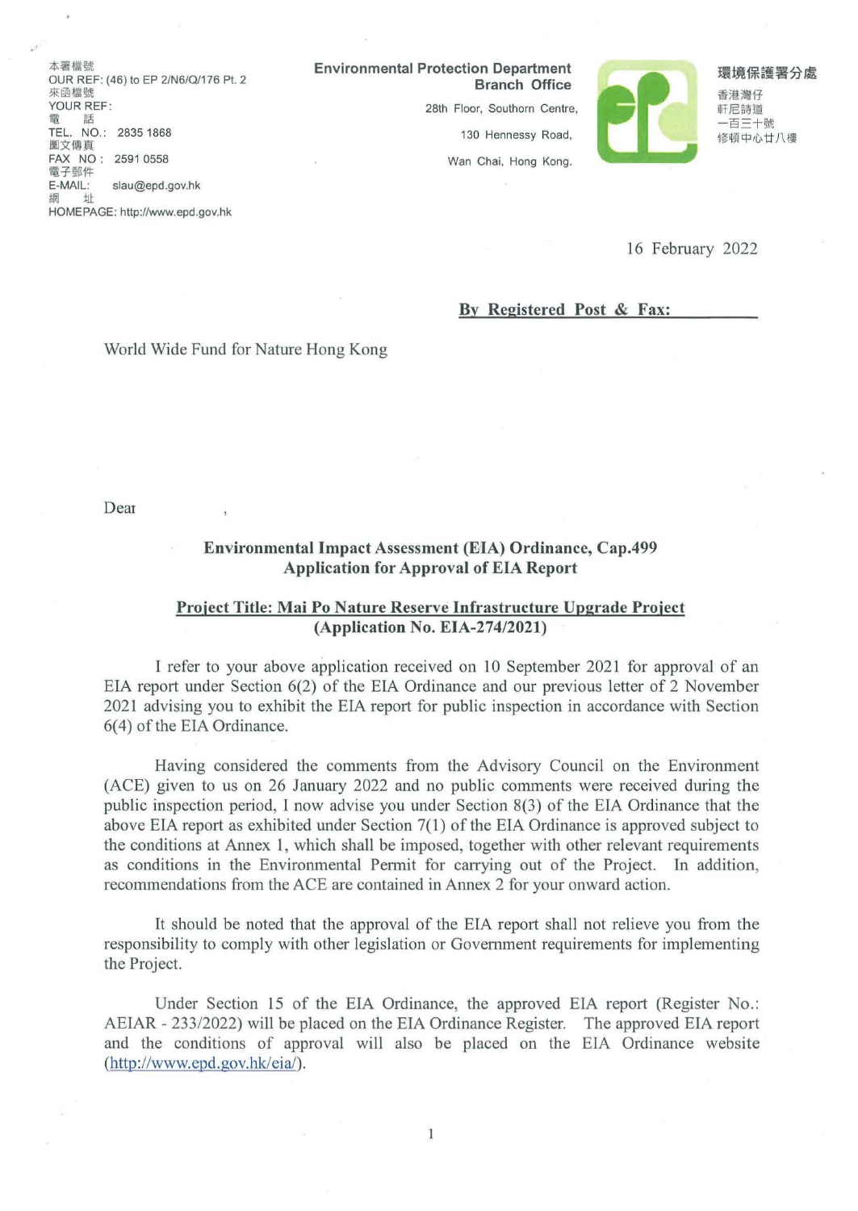本署檔號
OUR REF: (46) to EP 2/N6/Q/176 Pt. 2
來函檔號
YOUR REF:
電話
TEL. NO.: 2835 1868
圖文傳真
FAX NO: 2591 0558
電子郵件
E-MAIL: slau@epd.gov.hk
網址
HOMEPAGE: http://www.epd.gov.hk

**Environmental Protection Department**
**Branch Office**
28th Floor, Southorn Centre,
130 Hennessy Road,
Wan Chai, Hong Kong.

**環境保護署分處**
香港灣仔
軒尼詩道
一百三十號
修頓中心廿八樓

16 February 2022

**By Registered Post & Fax:**

World Wide Fund for Nature Hong Kong

Dear

**Environmental Impact Assessment (EIA) Ordinance, Cap.499**
**Application for Approval of EIA Report**

**Project Title: Mai Po Nature Reserve Infrastructure Upgrade Project**
**(Application No. EIA-274/2021)**

I refer to your above application received on 10 September 2021 for approval of an EIA report under Section 6(2) of the EIA Ordinance and our previous letter of 2 November 2021 advising you to exhibit the EIA report for public inspection in accordance with Section 6(4) of the EIA Ordinance.

Having considered the comments from the Advisory Council on the Environment (ACE) given to us on 26 January 2022 and no public comments were received during the public inspection period, I now advise you under Section 8(3) of the EIA Ordinance that the above EIA report as exhibited under Section 7(1) of the EIA Ordinance is approved subject to the conditions at Annex 1, which shall be imposed, together with other relevant requirements as conditions in the Environmental Permit for carrying out of the Project. In addition, recommendations from the ACE are contained in Annex 2 for your onward action.

It should be noted that the approval of the EIA report shall not relieve you from the responsibility to comply with other legislation or Government requirements for implementing the Project.

Under Section 15 of the EIA Ordinance, the approved EIA report (Register No.: AEIAR - 233/2022) will be placed on the EIA Ordinance Register. The approved EIA report and the conditions of approval will also be placed on the EIA Ordinance website (http://www.epd.gov.hk/eia/).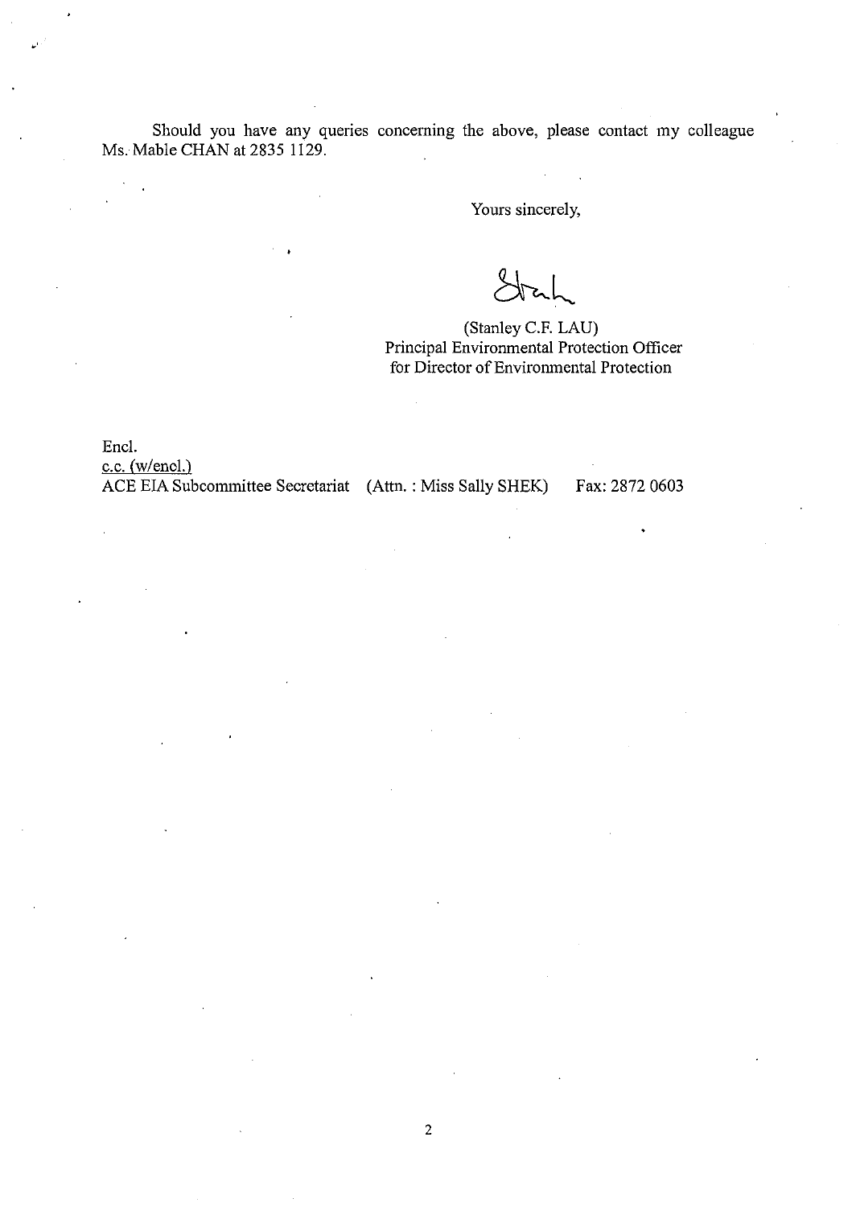Should you have any queries concerning the above, please contact my colleague Ms. Mable CHAN at 2835 1129.

Yours sincerely,

(Stanley C.F. LAU)
Principal Environmental Protection Officer
for Director of Environmental Protection

Encl.
c.c. (w/encl.)
ACE EIA Subcommittee Secretariat (Attn. : Miss Sally SHEK) Fax: 2872 0603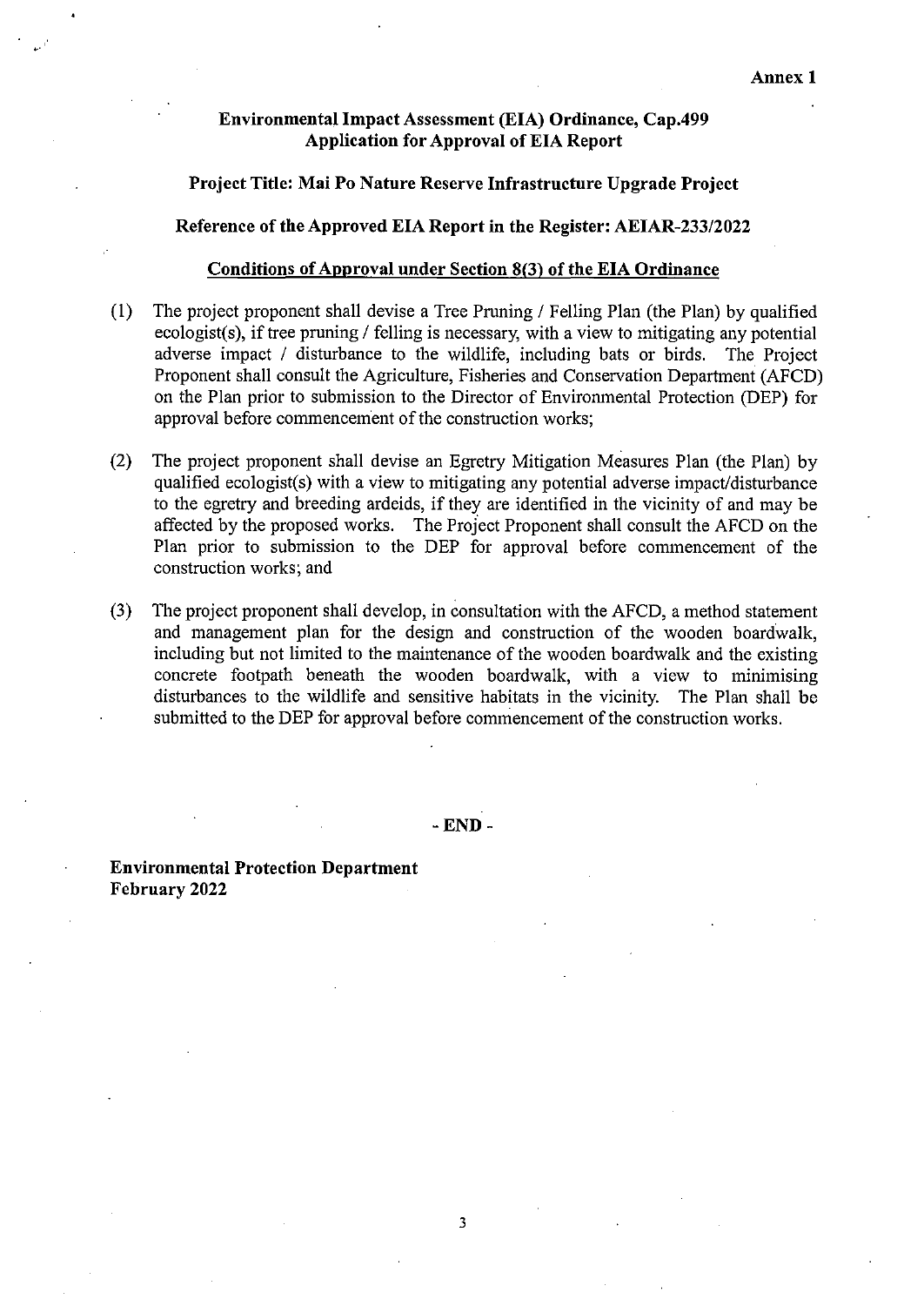**Annex 1**

**Environmental Impact Assessment (EIA) Ordinance, Cap.499**
**Application for Approval of EIA Report**

**Project Title: Mai Po Nature Reserve Infrastructure Upgrade Project**

**Reference of the Approved EIA Report in the Register: AEIAR-233/2022**

**Conditions of Approval under Section 8(3) of the EIA Ordinance**

(1) The project proponent shall devise a Tree Pruning / Felling Plan (the Plan) by qualified ecologist(s), if tree pruning / felling is necessary, with a view to mitigating any potential adverse impact / disturbance to the wildlife, including bats or birds. The Project Proponent shall consult the Agriculture, Fisheries and Conservation Department (AFCD) on the Plan prior to submission to the Director of Environmental Protection (DEP) for approval before commencement of the construction works;

(2) The project proponent shall devise an Egretry Mitigation Measures Plan (the Plan) by qualified ecologist(s) with a view to mitigating any potential adverse impact/disturbance to the egretry and breeding ardeids, if they are identified in the vicinity of and may be affected by the proposed works. The Project Proponent shall consult the AFCD on the Plan prior to submission to the DEP for approval before commencement of the construction works; and

(3) The project proponent shall develop, in consultation with the AFCD, a method statement and management plan for the design and construction of the wooden boardwalk, including but not limited to the maintenance of the wooden boardwalk and the existing concrete footpath beneath the wooden boardwalk, with a view to minimising disturbances to the wildlife and sensitive habitats in the vicinity. The Plan shall be submitted to the DEP for approval before commencement of the construction works.

**- END -**

**Environmental Protection Department**
**February 2022**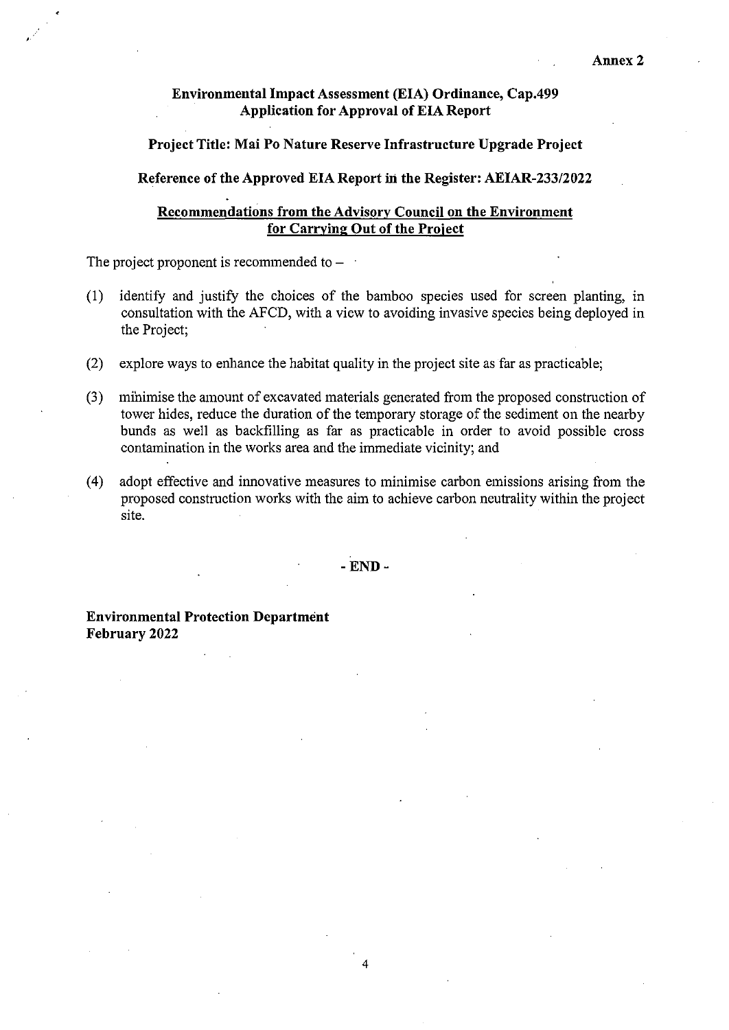Annex 2

**Environmental Impact Assessment (EIA) Ordinance, Cap.499**
**Application for Approval of EIA Report**

**Project Title: Mai Po Nature Reserve Infrastructure Upgrade Project**

**Reference of the Approved EIA Report in the Register: AEIAR-233/2022**

**<u>Recommendations from the Advisory Council on the Environment for Carrying Out of the Project</u>**

The project proponent is recommended to –

(1) identify and justify the choices of the bamboo species used for screen planting, in consultation with the AFCD, with a view to avoiding invasive species being deployed in the Project;

(2) explore ways to enhance the habitat quality in the project site as far as practicable;

(3) minimise the amount of excavated materials generated from the proposed construction of tower hides, reduce the duration of the temporary storage of the sediment on the nearby bunds as well as backfilling as far as practicable in order to avoid possible cross contamination in the works area and the immediate vicinity; and

(4) adopt effective and innovative measures to minimise carbon emissions arising from the proposed construction works with the aim to achieve carbon neutrality within the project site.

**- END -**

**Environmental Protection Department**
**February 2022**